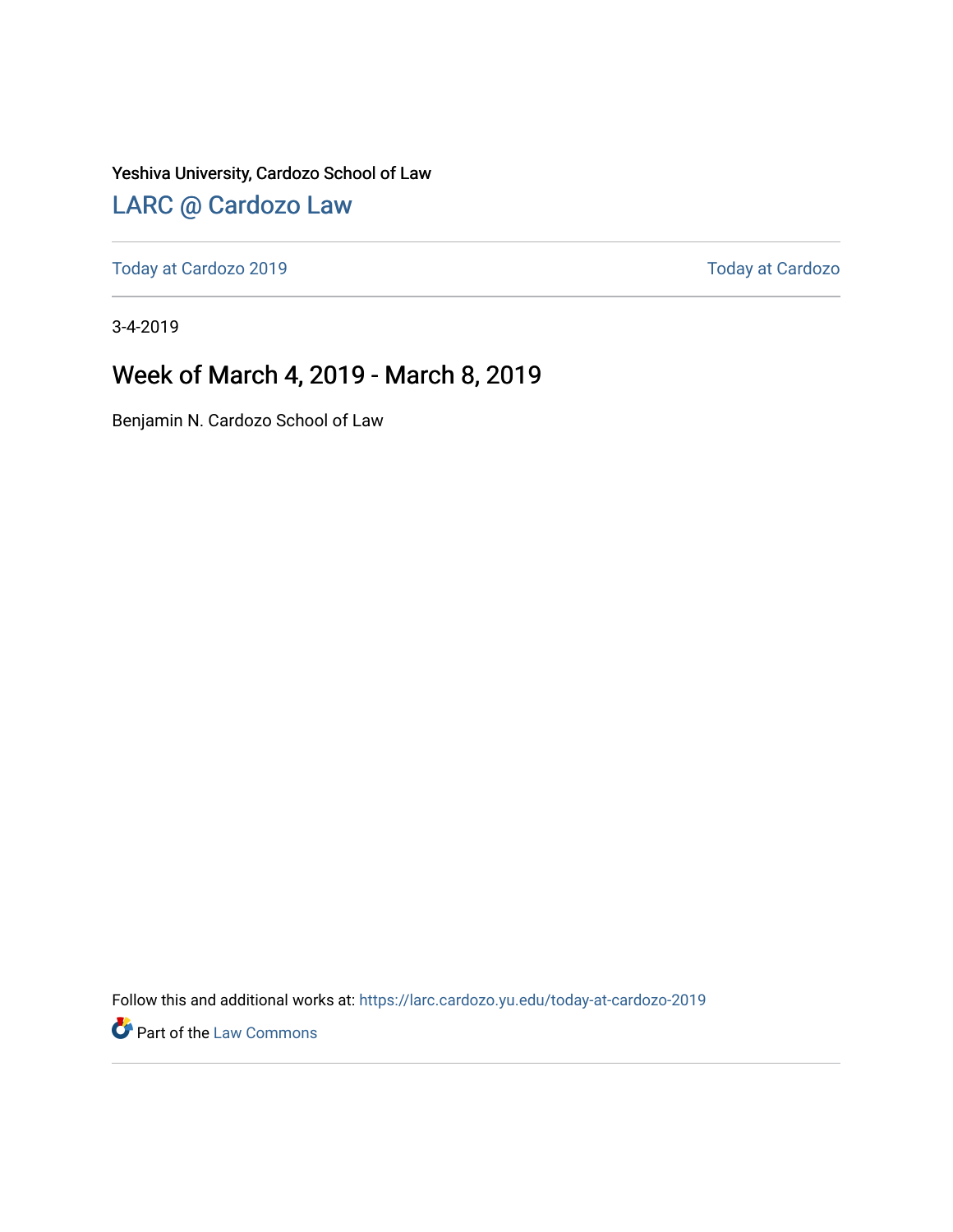Yeshiva University, Cardozo School of Law

## LARC @ Cardozo Law

Today at Cardozo 2019 | Today at Cardozo

---

3-4-2019

# Week of March 4, 2019 - March 8, 2019

Benjamin N. Cardozo School of Law

Follow this and additional works at: https://larc.cardozo.yu.edu/today-at-cardozo-2019

Part of the Law Commons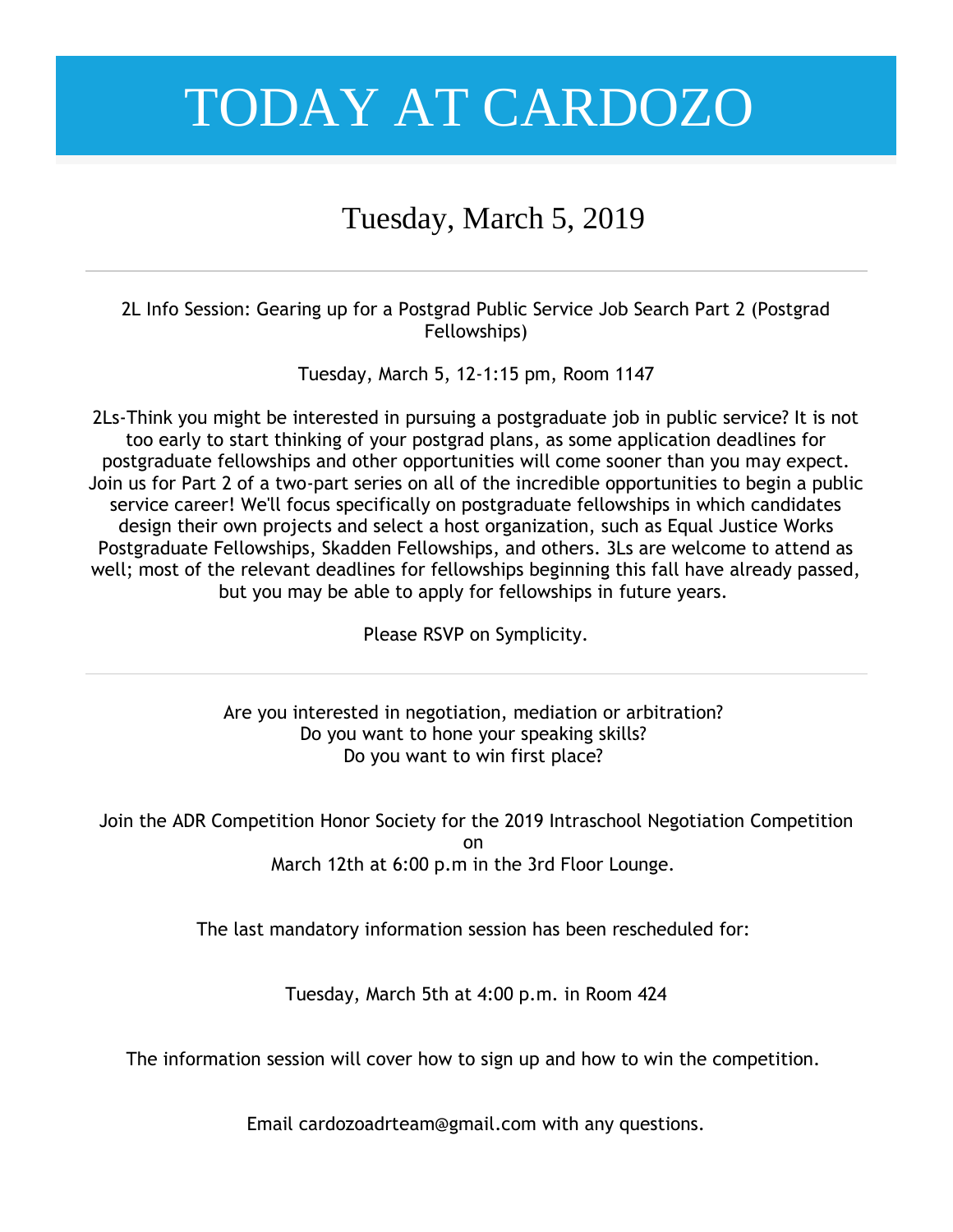# TODAY AT CARDOZO

## Tuesday, March 5, 2019

---

2L Info Session: Gearing up for a Postgrad Public Service Job Search Part 2 (Postgrad Fellowships)

Tuesday, March 5, 12-1:15 pm, Room 1147

2Ls-Think you might be interested in pursuing a postgraduate job in public service? It is not too early to start thinking of your postgrad plans, as some application deadlines for postgraduate fellowships and other opportunities will come sooner than you may expect. Join us for Part 2 of a two-part series on all of the incredible opportunities to begin a public service career! We'll focus specifically on postgraduate fellowships in which candidates design their own projects and select a host organization, such as Equal Justice Works Postgraduate Fellowships, Skadden Fellowships, and others. 3Ls are welcome to attend as well; most of the relevant deadlines for fellowships beginning this fall have already passed, but you may be able to apply for fellowships in future years.

Please RSVP on Symplicity.

---

Are you interested in negotiation, mediation or arbitration?
Do you want to hone your speaking skills?
Do you want to win first place?

Join the ADR Competition Honor Society for the 2019 Intraschool Negotiation Competition on
March 12th at 6:00 p.m in the 3rd Floor Lounge.

The last mandatory information session has been rescheduled for:

Tuesday, March 5th at 4:00 p.m. in Room 424

The information session will cover how to sign up and how to win the competition.

Email cardozoadrteam@gmail.com with any questions.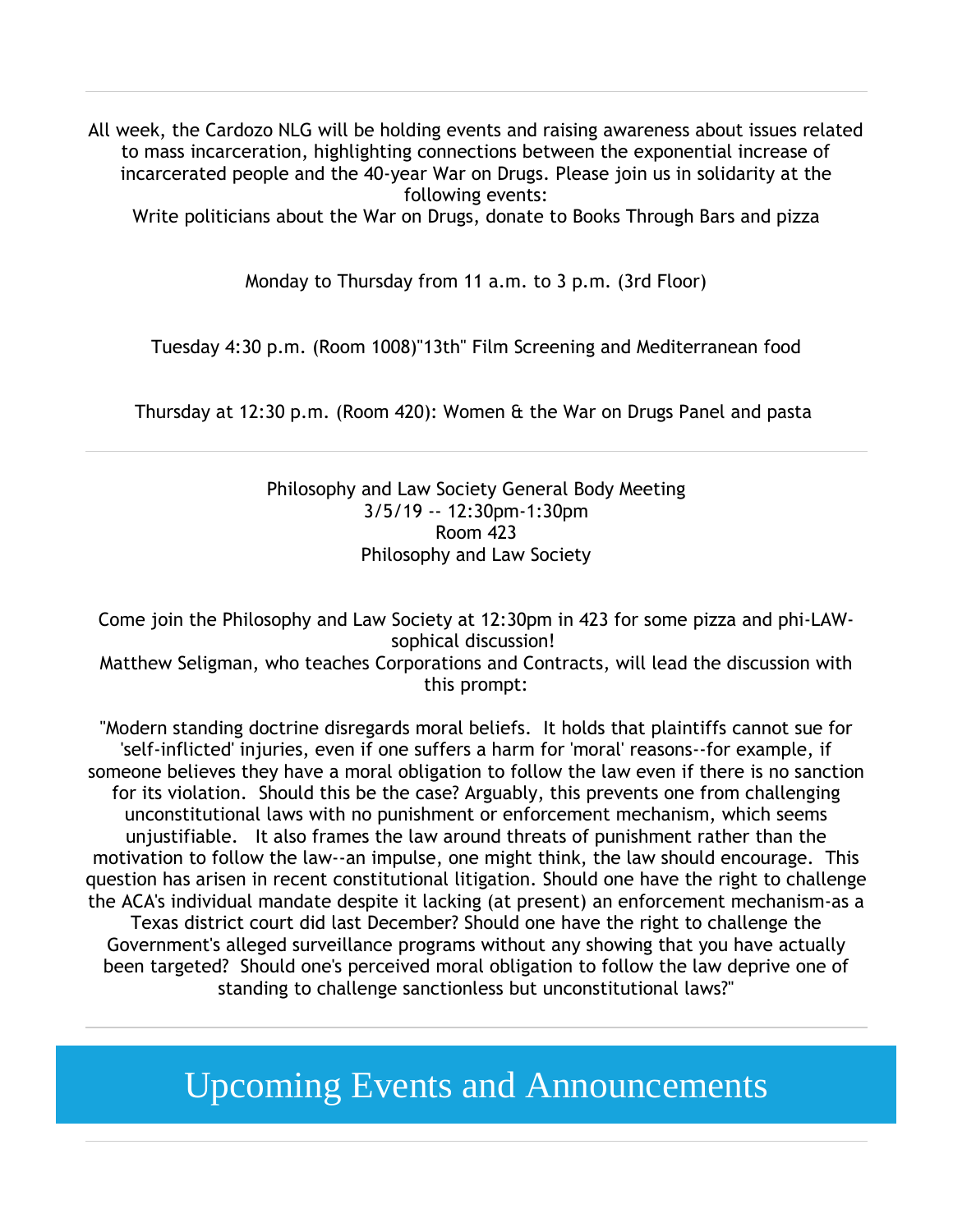---

All week, the Cardozo NLG will be holding events and raising awareness about issues related to mass incarceration, highlighting connections between the exponential increase of incarcerated people and the 40-year War on Drugs. Please join us in solidarity at the following events:
Write politicians about the War on Drugs, donate to Books Through Bars and pizza

Monday to Thursday from 11 a.m. to 3 p.m. (3rd Floor)

Tuesday 4:30 p.m. (Room 1008)"13th" Film Screening and Mediterranean food

Thursday at 12:30 p.m. (Room 420): Women & the War on Drugs Panel and pasta

---

Philosophy and Law Society General Body Meeting
3/5/19 -- 12:30pm-1:30pm
Room 423
Philosophy and Law Society

Come join the Philosophy and Law Society at 12:30pm in 423 for some pizza and phi-LAW-sophical discussion!
Matthew Seligman, who teaches Corporations and Contracts, will lead the discussion with this prompt:

"Modern standing doctrine disregards moral beliefs. It holds that plaintiffs cannot sue for 'self-inflicted' injuries, even if one suffers a harm for 'moral' reasons--for example, if someone believes they have a moral obligation to follow the law even if there is no sanction for its violation. Should this be the case? Arguably, this prevents one from challenging unconstitutional laws with no punishment or enforcement mechanism, which seems unjustifiable. It also frames the law around threats of punishment rather than the motivation to follow the law--an impulse, one might think, the law should encourage. This question has arisen in recent constitutional litigation. Should one have the right to challenge the ACA's individual mandate despite it lacking (at present) an enforcement mechanism-as a Texas district court did last December? Should one have the right to challenge the Government's alleged surveillance programs without any showing that you have actually been targeted? Should one's perceived moral obligation to follow the law deprive one of standing to challenge sanctionless but unconstitutional laws?"

---

# Upcoming Events and Announcements

---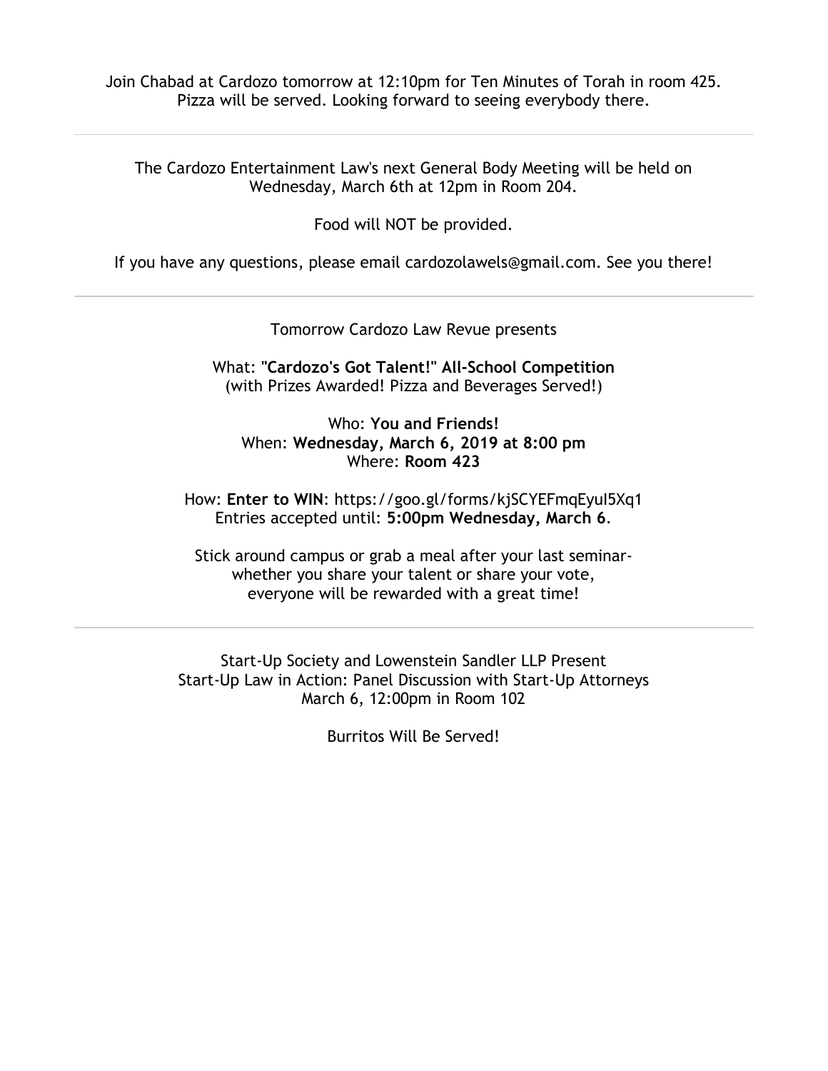Join Chabad at Cardozo tomorrow at 12:10pm for Ten Minutes of Torah in room 425. Pizza will be served. Looking forward to seeing everybody there.

---

The Cardozo Entertainment Law's next General Body Meeting will be held on Wednesday, March 6th at 12pm in Room 204.

Food will NOT be provided.

If you have any questions, please email cardozolawels@gmail.com. See you there!

---

Tomorrow Cardozo Law Revue presents

What: **"Cardozo's Got Talent!" All-School Competition**
(with Prizes Awarded! Pizza and Beverages Served!)

Who: **You and Friends!**
When: **Wednesday, March 6, 2019 at 8:00 pm**
Where: **Room 423**

How: **Enter to WIN**: https://goo.gl/forms/kjSCYEFmqEyuI5Xq1
Entries accepted until: **5:00pm Wednesday, March 6**.

Stick around campus or grab a meal after your last seminar-
whether you share your talent or share your vote,
everyone will be rewarded with a great time!

---

Start-Up Society and Lowenstein Sandler LLP Present
Start-Up Law in Action: Panel Discussion with Start-Up Attorneys
March 6, 12:00pm in Room 102

Burritos Will Be Served!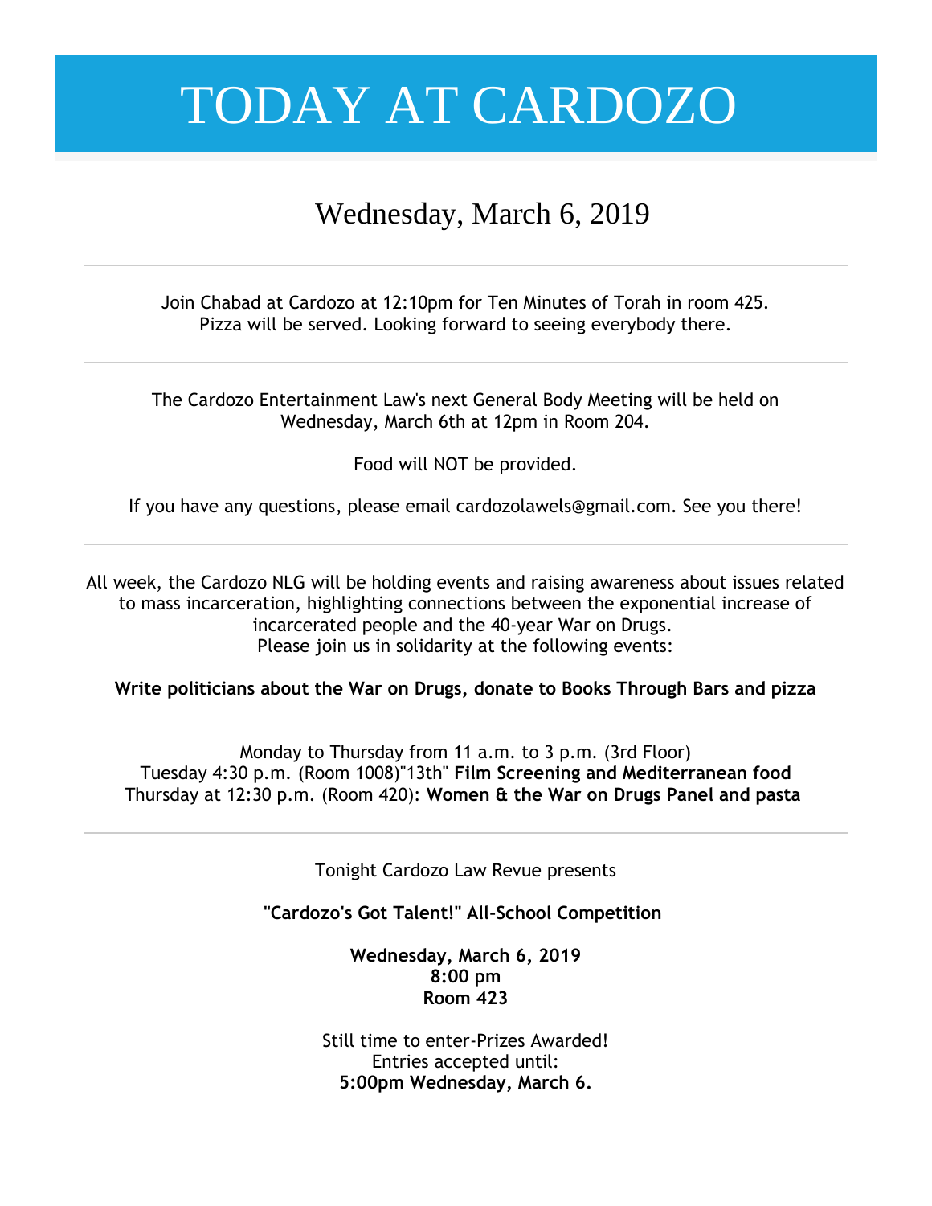# TODAY AT CARDOZO

## Wednesday, March 6, 2019

---

Join Chabad at Cardozo at 12:10pm for Ten Minutes of Torah in room 425.
Pizza will be served. Looking forward to seeing everybody there.

---

The Cardozo Entertainment Law's next General Body Meeting will be held on Wednesday, March 6th at 12pm in Room 204.

Food will NOT be provided.

If you have any questions, please email cardozolawels@gmail.com. See you there!

---

All week, the Cardozo NLG will be holding events and raising awareness about issues related to mass incarceration, highlighting connections between the exponential increase of incarcerated people and the 40-year War on Drugs.
Please join us in solidarity at the following events:

**Write politicians about the War on Drugs, donate to Books Through Bars and pizza**

Monday to Thursday from 11 a.m. to 3 p.m. (3rd Floor)
Tuesday 4:30 p.m. (Room 1008)"13th" **Film Screening and Mediterranean food**
Thursday at 12:30 p.m. (Room 420): **Women & the War on Drugs Panel and pasta**

---

Tonight Cardozo Law Revue presents

**"Cardozo's Got Talent!" All-School Competition**

**Wednesday, March 6, 2019**
**8:00 pm**
**Room 423**

Still time to enter-Prizes Awarded!
Entries accepted until:
**5:00pm Wednesday, March 6.**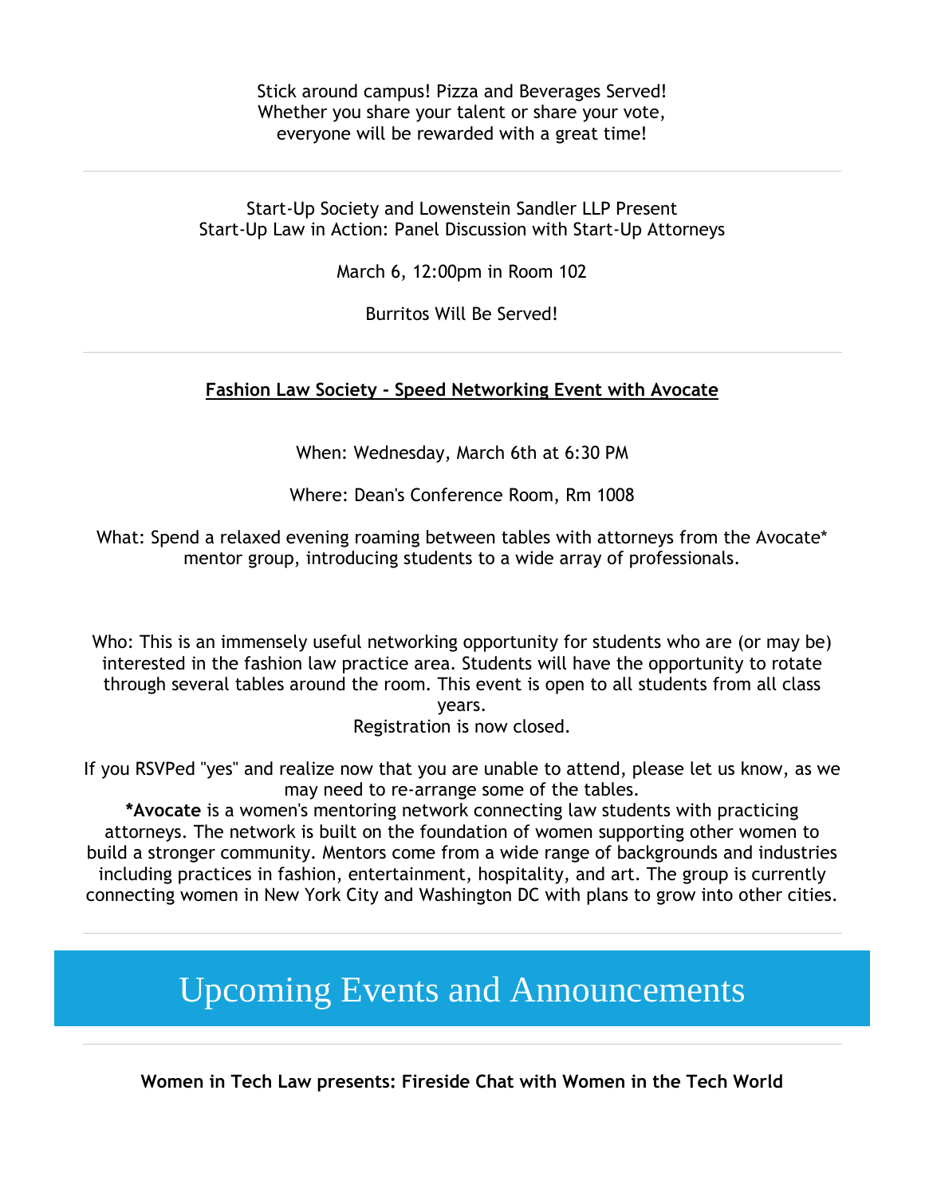Stick around campus! Pizza and Beverages Served!
Whether you share your talent or share your vote,
everyone will be rewarded with a great time!

---

Start-Up Society and Lowenstein Sandler LLP Present
Start-Up Law in Action: Panel Discussion with Start-Up Attorneys

March 6, 12:00pm in Room 102

Burritos Will Be Served!

---

**Fashion Law Society - Speed Networking Event with Avocate**

When: Wednesday, March 6th at 6:30 PM

Where: Dean's Conference Room, Rm 1008

What: Spend a relaxed evening roaming between tables with attorneys from the Avocate* mentor group, introducing students to a wide array of professionals.

Who: This is an immensely useful networking opportunity for students who are (or may be) interested in the fashion law practice area. Students will have the opportunity to rotate through several tables around the room. This event is open to all students from all class years.
Registration is now closed.

If you RSVPed "yes" and realize now that you are unable to attend, please let us know, as we may need to re-arrange some of the tables.
***Avocate** is a women's mentoring network connecting law students with practicing attorneys. The network is built on the foundation of women supporting other women to build a stronger community. Mentors come from a wide range of backgrounds and industries including practices in fashion, entertainment, hospitality, and art. The group is currently connecting women in New York City and Washington DC with plans to grow into other cities.

---

# Upcoming Events and Announcements

---

**Women in Tech Law presents: Fireside Chat with Women in the Tech World**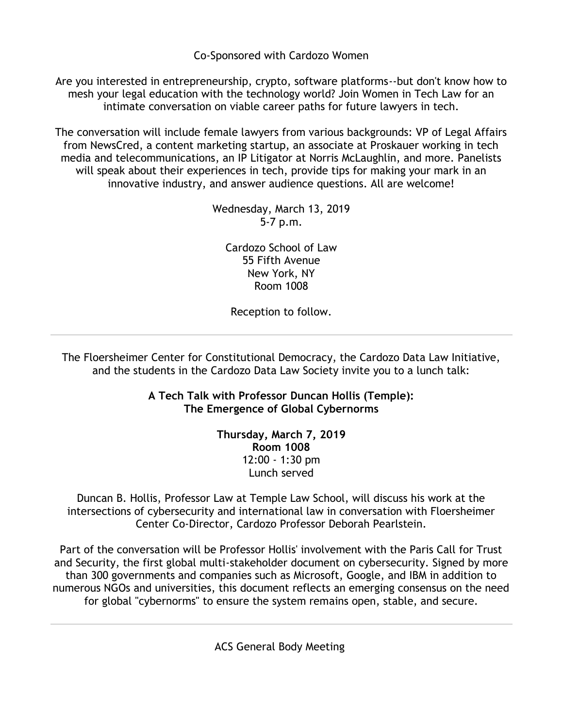Co-Sponsored with Cardozo Women

Are you interested in entrepreneurship, crypto, software platforms--but don't know how to mesh your legal education with the technology world? Join Women in Tech Law for an intimate conversation on viable career paths for future lawyers in tech.

The conversation will include female lawyers from various backgrounds: VP of Legal Affairs from NewsCred, a content marketing startup, an associate at Proskauer working in tech media and telecommunications, an IP Litigator at Norris McLaughlin, and more. Panelists will speak about their experiences in tech, provide tips for making your mark in an innovative industry, and answer audience questions. All are welcome!

Wednesday, March 13, 2019
5-7 p.m.

Cardozo School of Law
55 Fifth Avenue
New York, NY
Room 1008

Reception to follow.

---

The Floersheimer Center for Constitutional Democracy, the Cardozo Data Law Initiative, and the students in the Cardozo Data Law Society invite you to a lunch talk:

**A Tech Talk with Professor Duncan Hollis (Temple):**
**The Emergence of Global Cybernorms**

**Thursday, March 7, 2019**
**Room 1008**
12:00 - 1:30 pm
Lunch served

Duncan B. Hollis, Professor Law at Temple Law School, will discuss his work at the intersections of cybersecurity and international law in conversation with Floersheimer Center Co-Director, Cardozo Professor Deborah Pearlstein.

Part of the conversation will be Professor Hollis' involvement with the Paris Call for Trust and Security, the first global multi-stakeholder document on cybersecurity. Signed by more than 300 governments and companies such as Microsoft, Google, and IBM in addition to numerous NGOs and universities, this document reflects an emerging consensus on the need for global "cybernorms" to ensure the system remains open, stable, and secure.

---

ACS General Body Meeting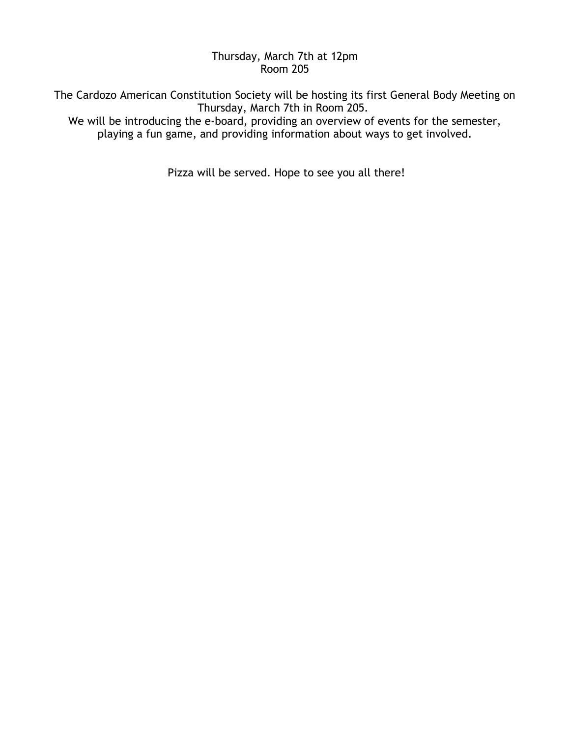Thursday, March 7th at 12pm
Room 205

The Cardozo American Constitution Society will be hosting its first General Body Meeting on Thursday, March 7th in Room 205.
We will be introducing the e-board, providing an overview of events for the semester, playing a fun game, and providing information about ways to get involved.

Pizza will be served. Hope to see you all there!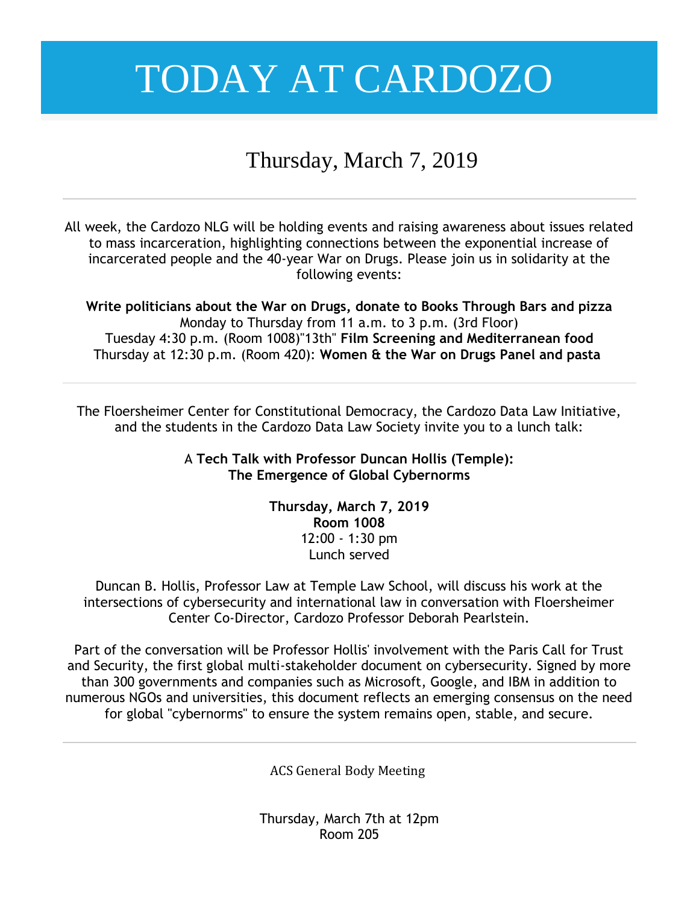# TODAY AT CARDOZO

## Thursday, March 7, 2019

---

All week, the Cardozo NLG will be holding events and raising awareness about issues related to mass incarceration, highlighting connections between the exponential increase of incarcerated people and the 40-year War on Drugs. Please join us in solidarity at the following events:

**Write politicians about the War on Drugs, donate to Books Through Bars and pizza**
Monday to Thursday from 11 a.m. to 3 p.m. (3rd Floor)
Tuesday 4:30 p.m. (Room 1008)"13th" **Film Screening and Mediterranean food**
Thursday at 12:30 p.m. (Room 420): **Women & the War on Drugs Panel and pasta**

---

The Floersheimer Center for Constitutional Democracy, the Cardozo Data Law Initiative, and the students in the Cardozo Data Law Society invite you to a lunch talk:

A **Tech Talk with Professor Duncan Hollis (Temple): The Emergence of Global Cybernorms**

**Thursday, March 7, 2019**
**Room 1008**
12:00 - 1:30 pm
Lunch served

Duncan B. Hollis, Professor Law at Temple Law School, will discuss his work at the intersections of cybersecurity and international law in conversation with Floersheimer Center Co-Director, Cardozo Professor Deborah Pearlstein.

Part of the conversation will be Professor Hollis' involvement with the Paris Call for Trust and Security, the first global multi-stakeholder document on cybersecurity. Signed by more than 300 governments and companies such as Microsoft, Google, and IBM in addition to numerous NGOs and universities, this document reflects an emerging consensus on the need for global "cybernorms" to ensure the system remains open, stable, and secure.

---

ACS General Body Meeting

Thursday, March 7th at 12pm
Room 205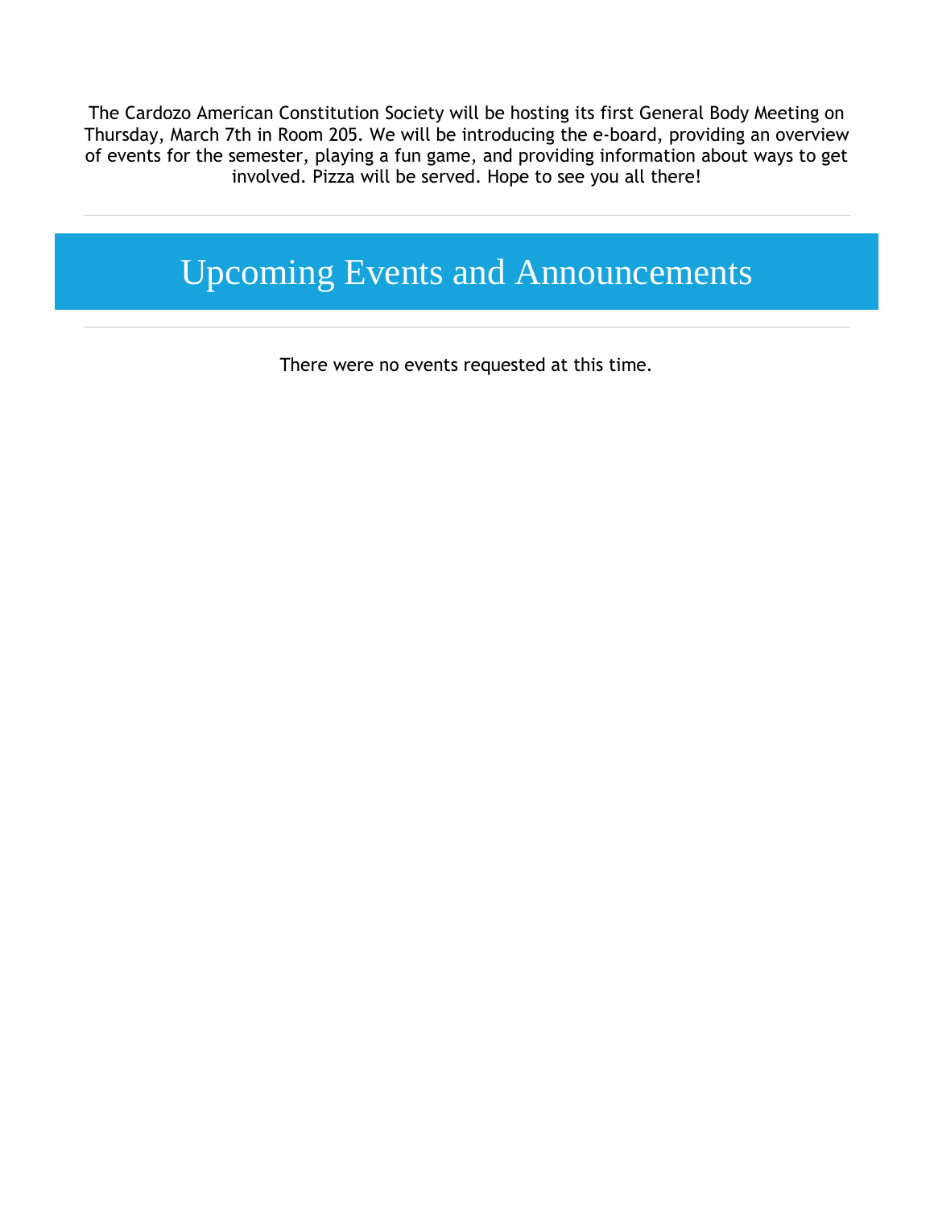The Cardozo American Constitution Society will be hosting its first General Body Meeting on Thursday, March 7th in Room 205. We will be introducing the e-board, providing an overview of events for the semester, playing a fun game, and providing information about ways to get involved. Pizza will be served. Hope to see you all there!

---

## Upcoming Events and Announcements

---

There were no events requested at this time.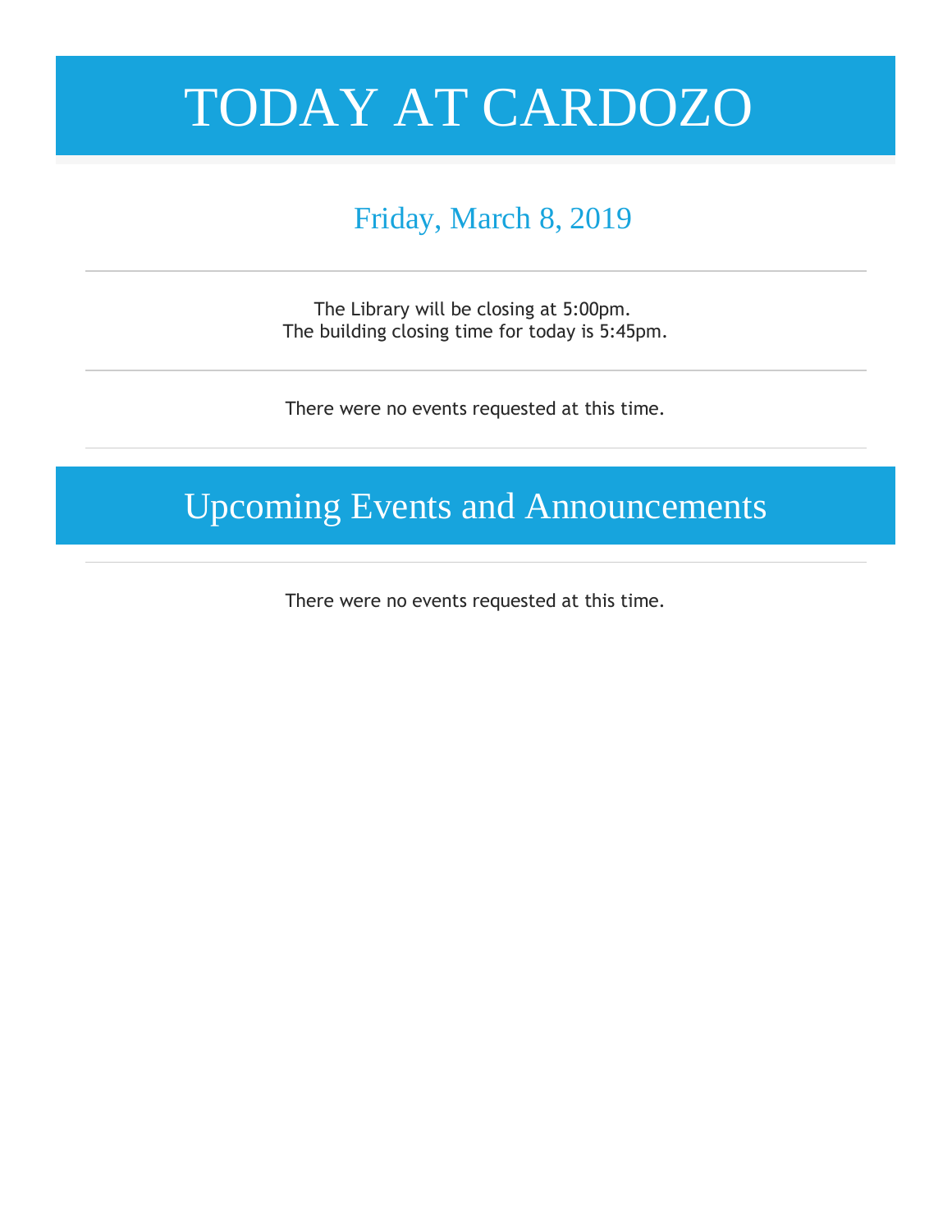# TODAY AT CARDOZO

## Friday, March 8, 2019

---

The Library will be closing at 5:00pm.
The building closing time for today is 5:45pm.

---

There were no events requested at this time.

---

# Upcoming Events and Announcements

---

There were no events requested at this time.